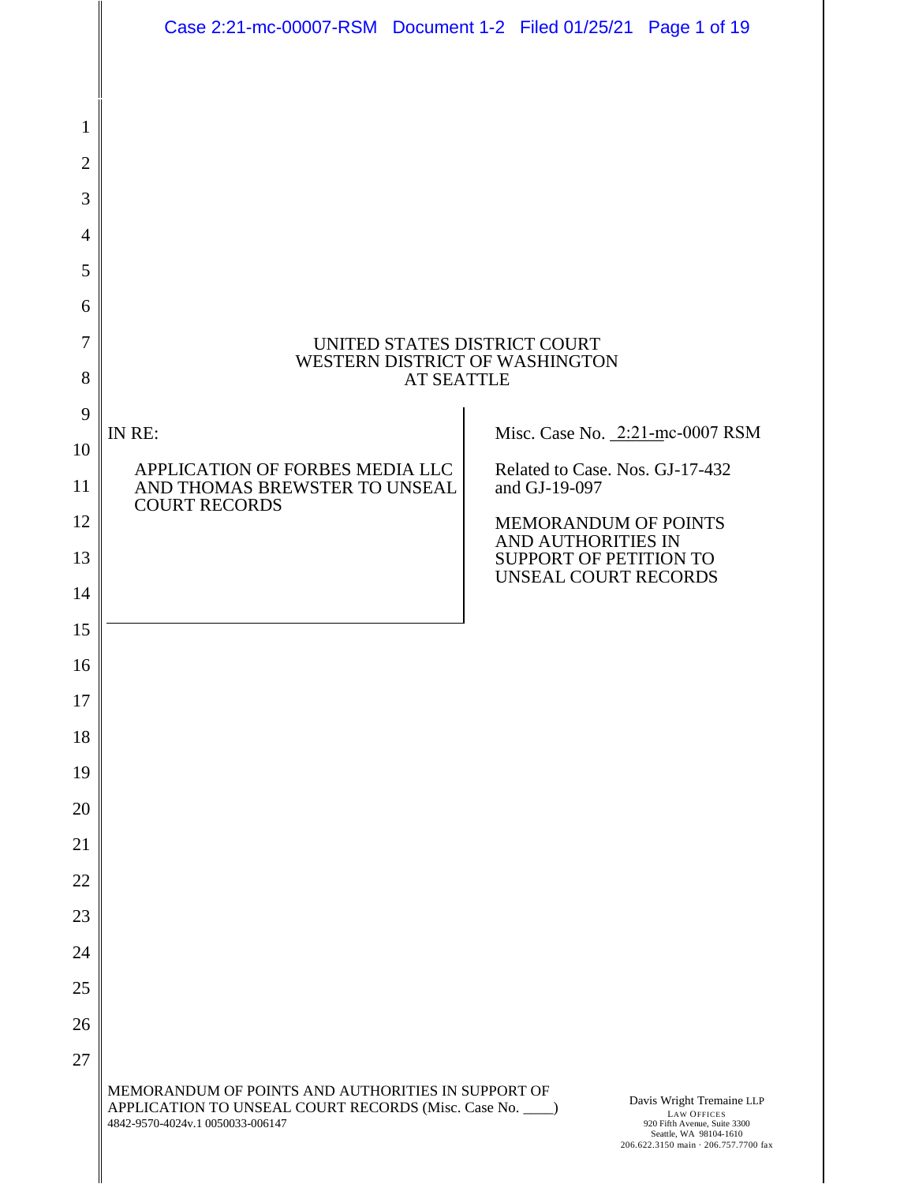UNITED STATES DISTRICT COURT
WESTERN DISTRICT OF WASHINGTON
AT SEATTLE

| IN RE: APPLICATION OF FORBES MEDIA LLC AND THOMAS BREWSTER TO UNSEAL COURT RECORDS | Misc. Case No. 2:21-mc-0007 RSM<br><br>Related to Case. Nos. GJ-17-432 and GJ-19-097<br><br>MEMORANDUM OF POINTS AND AUTHORITIES IN SUPPORT OF PETITION TO UNSEAL COURT RECORDS |
|---|---|

MEMORANDUM OF POINTS AND AUTHORITIES IN SUPPORT OF APPLICATION TO UNSEAL COURT RECORDS (Misc. Case No. \_\_\_\_)
4842-9570-4024v.1 0050033-006147

Davis Wright Tremaine LLP
LAW OFFICES
920 Fifth Avenue, Suite 3300
Seattle, WA 98104-1610
206.622.3150 main · 206.757.7700 fax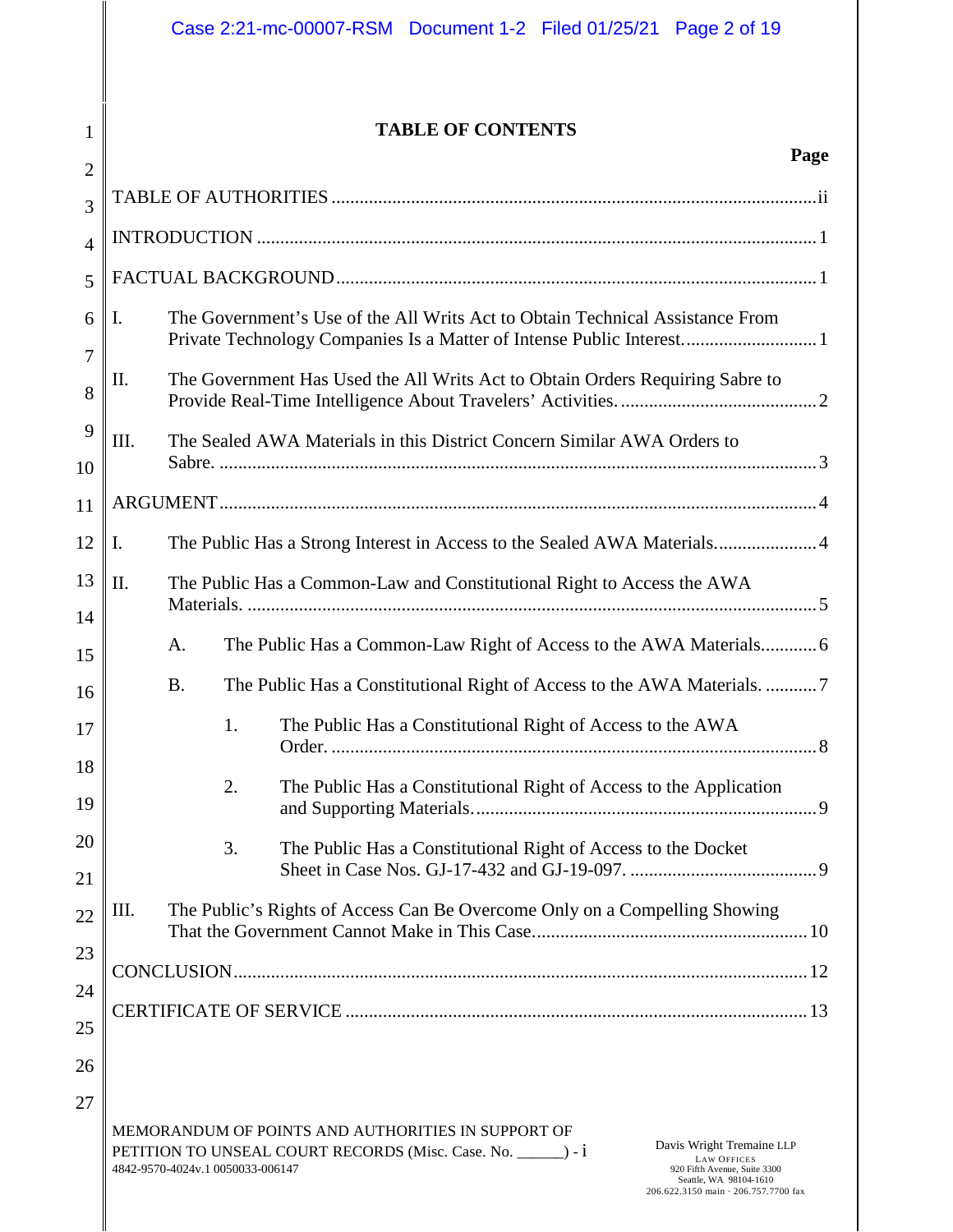## TABLE OF CONTENTS

| | Page |
|---|---|
| TABLE OF AUTHORITIES | ii |
| INTRODUCTION | 1 |
| FACTUAL BACKGROUND | 1 |
| I. The Government's Use of the All Writs Act to Obtain Technical Assistance From Private Technology Companies Is a Matter of Intense Public Interest. | 1 |
| II. The Government Has Used the All Writs Act to Obtain Orders Requiring Sabre to Provide Real-Time Intelligence About Travelers' Activities. | 2 |
| III. The Sealed AWA Materials in this District Concern Similar AWA Orders to Sabre. | 3 |
| ARGUMENT | 4 |
| I. The Public Has a Strong Interest in Access to the Sealed AWA Materials. | 4 |
| II. The Public Has a Common-Law and Constitutional Right to Access the AWA Materials. | 5 |
| A. The Public Has a Common-Law Right of Access to the AWA Materials. | 6 |
| B. The Public Has a Constitutional Right of Access to the AWA Materials. | 7 |
| 1. The Public Has a Constitutional Right of Access to the AWA Order. | 8 |
| 2. The Public Has a Constitutional Right of Access to the Application and Supporting Materials. | 9 |
| 3. The Public Has a Constitutional Right of Access to the Docket Sheet in Case Nos. GJ-17-432 and GJ-19-097. | 9 |
| III. The Public's Rights of Access Can Be Overcome Only on a Compelling Showing That the Government Cannot Make in This Case. | 10 |
| CONCLUSION | 12 |
| CERTIFICATE OF SERVICE | 13 |

MEMORANDUM OF POINTS AND AUTHORITIES IN SUPPORT OF PETITION TO UNSEAL COURT RECORDS (Misc. Case. No. ______) - i
4842-9570-4024v.1 0050033-006147

Davis Wright Tremaine LLP
LAW OFFICES
920 Fifth Avenue, Suite 3300
Seattle, WA 98104-1610
206.622.3150 main · 206.757.7700 fax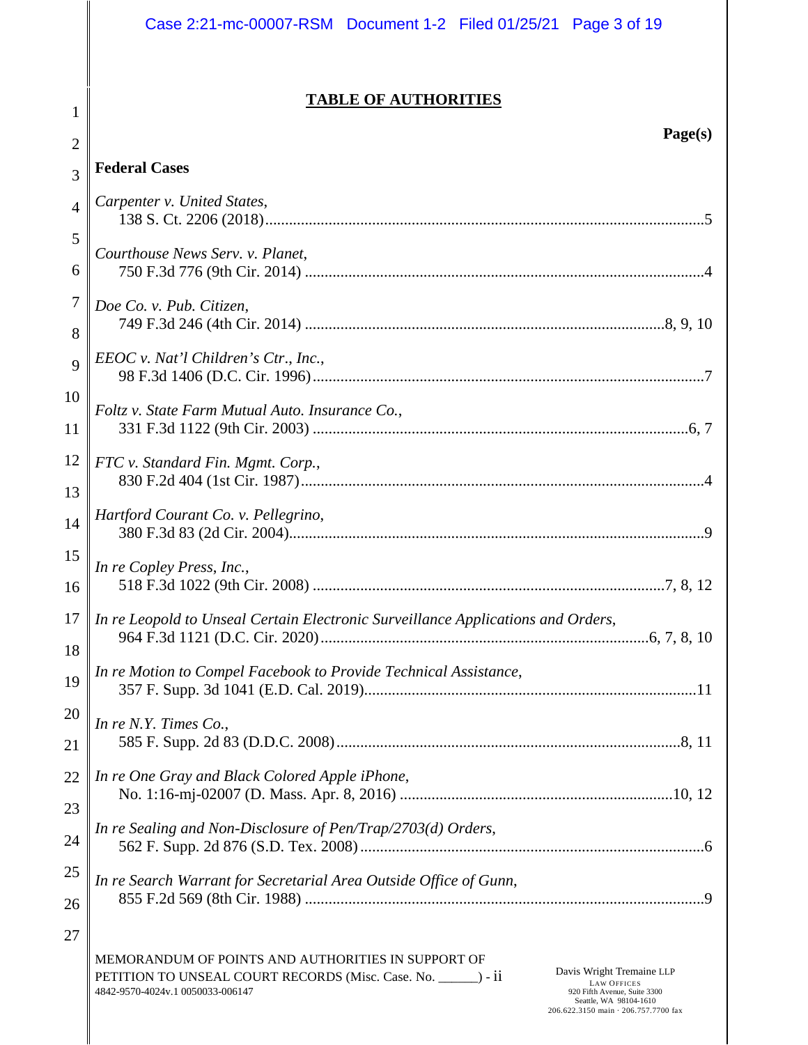## TABLE OF AUTHORITIES

**Page(s)**

**Federal Cases**

*Carpenter v. United States*,
138 S. Ct. 2206 (2018) .......... 5

*Courthouse News Serv. v. Planet*,
750 F.3d 776 (9th Cir. 2014) .......... 4

*Doe Co. v. Pub. Citizen*,
749 F.3d 246 (4th Cir. 2014) .......... 8, 9, 10

*EEOC v. Nat'l Children's Ctr., Inc.*,
98 F.3d 1406 (D.C. Cir. 1996) .......... 7

*Foltz v. State Farm Mutual Auto. Insurance Co.*,
331 F.3d 1122 (9th Cir. 2003) .......... 6, 7

*FTC v. Standard Fin. Mgmt. Corp.*,
830 F.2d 404 (1st Cir. 1987) .......... 4

*Hartford Courant Co. v. Pellegrino*,
380 F.3d 83 (2d Cir. 2004) .......... 9

*In re Copley Press, Inc.*,
518 F.3d 1022 (9th Cir. 2008) .......... 7, 8, 12

*In re Leopold to Unseal Certain Electronic Surveillance Applications and Orders*,
964 F.3d 1121 (D.C. Cir. 2020) .......... 6, 7, 8, 10

*In re Motion to Compel Facebook to Provide Technical Assistance*,
357 F. Supp. 3d 1041 (E.D. Cal. 2019) .......... 11

*In re N.Y. Times Co.*,
585 F. Supp. 2d 83 (D.D.C. 2008) .......... 8, 11

*In re One Gray and Black Colored Apple iPhone*,
No. 1:16-mj-02007 (D. Mass. Apr. 8, 2016) .......... 10, 12

*In re Sealing and Non-Disclosure of Pen/Trap/2703(d) Orders*,
562 F. Supp. 2d 876 (S.D. Tex. 2008) .......... 6

*In re Search Warrant for Secretarial Area Outside Office of Gunn*,
855 F.2d 569 (8th Cir. 1988) .......... 9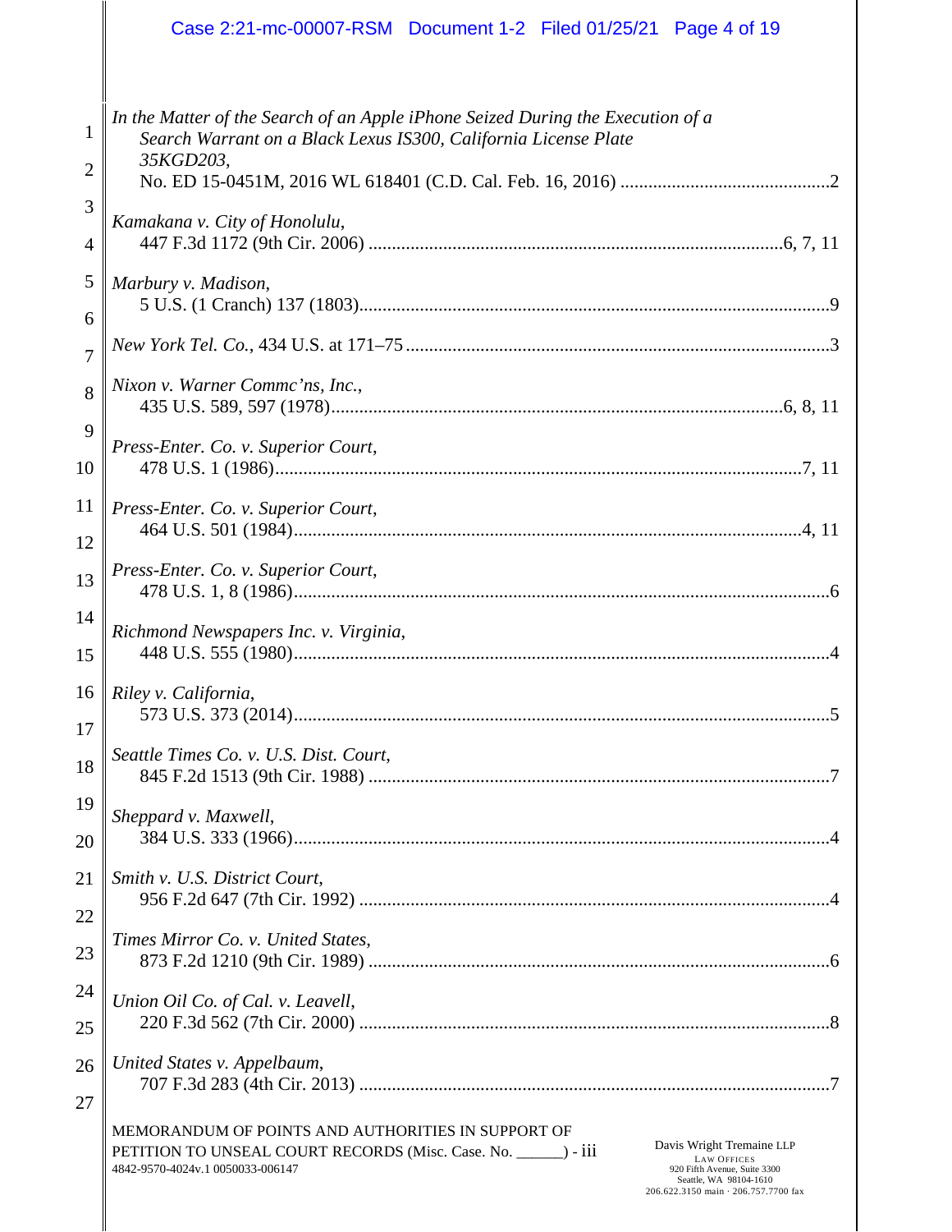*In the Matter of the Search of an Apple iPhone Seized During the Execution of a Search Warrant on a Black Lexus IS300, California License Plate 35KGD203*,
No. ED 15-0451M, 2016 WL 618401 (C.D. Cal. Feb. 16, 2016) ............................................2

*Kamakana v. City of Honolulu*,
447 F.3d 1172 (9th Cir. 2006) ........................................................................................6, 7, 11

*Marbury v. Madison*,
5 U.S. (1 Cranch) 137 (1803)....................................................................................................9

*New York Tel. Co.*, 434 U.S. at 171–75 ..........................................................................................3

*Nixon v. Warner Commc'ns, Inc.*,
435 U.S. 589, 597 (1978)...............................................................................................6, 8, 11

*Press-Enter. Co. v. Superior Court*,
478 U.S. 1 (1986)...............................................................................................................7, 11

*Press-Enter. Co. v. Superior Court*,
464 U.S. 501 (1984)...........................................................................................................4, 11

*Press-Enter. Co. v. Superior Court*,
478 U.S. 1, 8 (1986).................................................................................................................6

*Richmond Newspapers Inc. v. Virginia*,
448 U.S. 555 (1980).................................................................................................................4

*Riley v. California*,
573 U.S. 373 (2014).................................................................................................................5

*Seattle Times Co. v. U.S. Dist. Court*,
845 F.2d 1513 (9th Cir. 1988) ..................................................................................................7

*Sheppard v. Maxwell*,
384 U.S. 333 (1966).................................................................................................................4

*Smith v. U.S. District Court*,
956 F.2d 647 (7th Cir. 1992) ....................................................................................................4

*Times Mirror Co. v. United States*,
873 F.2d 1210 (9th Cir. 1989) ..................................................................................................6

*Union Oil Co. of Cal. v. Leavell*,
220 F.3d 562 (7th Cir. 2000) ....................................................................................................8

*United States v. Appelbaum*,
707 F.3d 283 (4th Cir. 2013) ....................................................................................................7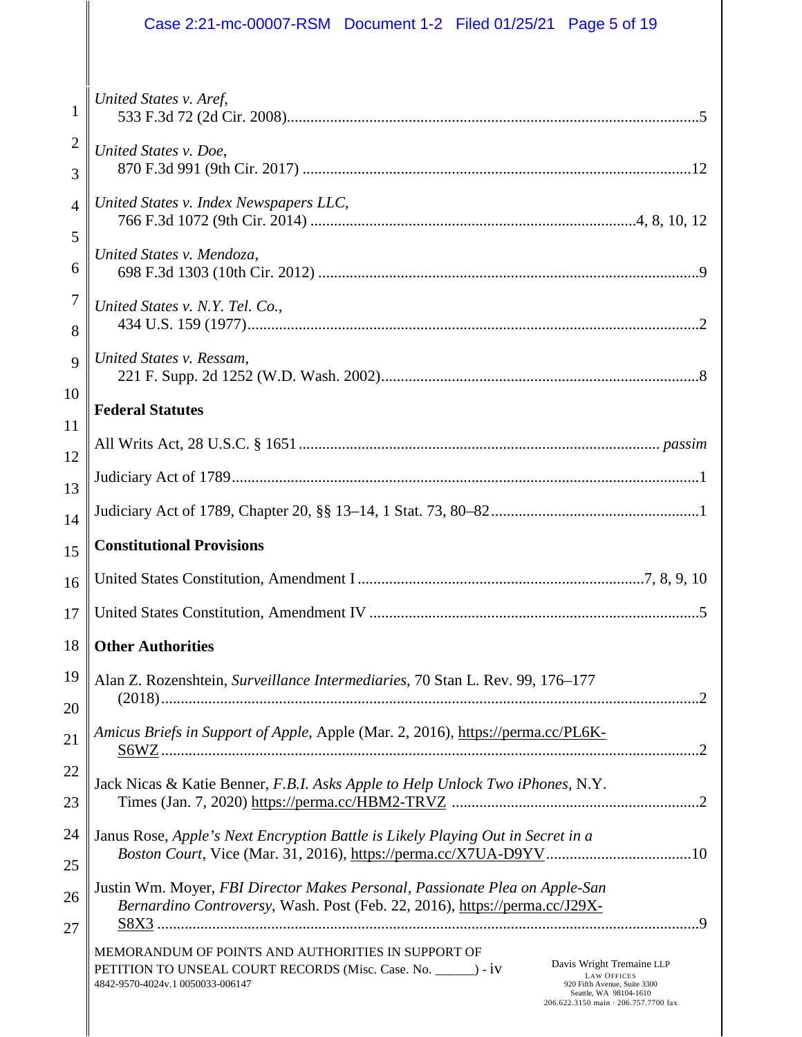*United States v. Aref*, 533 F.3d 72 (2d Cir. 2008)........................................................................................5

*United States v. Doe*, 870 F.3d 991 (9th Cir. 2017) ..................................................................................12

*United States v. Index Newspapers LLC*, 766 F.3d 1072 (9th Cir. 2014) ..................................................................4, 8, 10, 12

*United States v. Mendoza*, 698 F.3d 1303 (10th Cir. 2012) ................................................................................9

*United States v. N.Y. Tel. Co.*, 434 U.S. 159 (1977)..................................................................................................2

*United States v. Ressam*, 221 F. Supp. 2d 1252 (W.D. Wash. 2002)................................................................................8

**Federal Statutes**

All Writs Act, 28 U.S.C. § 1651.......................................................................................... *passim*

Judiciary Act of 1789......................................................................................................................1

Judiciary Act of 1789, Chapter 20, §§ 13–14, 1 Stat. 73, 80–82....................................................1

**Constitutional Provisions**

United States Constitution, Amendment I........................................................................7, 8, 9, 10

United States Constitution, Amendment IV ...................................................................................5

**Other Authorities**

Alan Z. Rozenshtein, *Surveillance Intermediaries*, 70 Stan L. Rev. 99, 176–177 (2018).......................................................................................................................2

*Amicus Briefs in Support of Apple*, Apple (Mar. 2, 2016), https://perma.cc/PL6K-S6WZ.......................................................................................................................2

Jack Nicas & Katie Benner, *F.B.I. Asks Apple to Help Unlock Two iPhones*, N.Y. Times (Jan. 7, 2020) https://perma.cc/HBM2-TRVZ ..............................................................2

Janus Rose, *Apple's Next Encryption Battle is Likely Playing Out in Secret in a Boston Court*, Vice (Mar. 31, 2016), https://perma.cc/X7UA-D9YV.....................................10

Justin Wm. Moyer, *FBI Director Makes Personal, Passionate Plea on Apple-San Bernardino Controversy*, Wash. Post (Feb. 22, 2016), https://perma.cc/J29X-S8X3 .........................................................................................................................9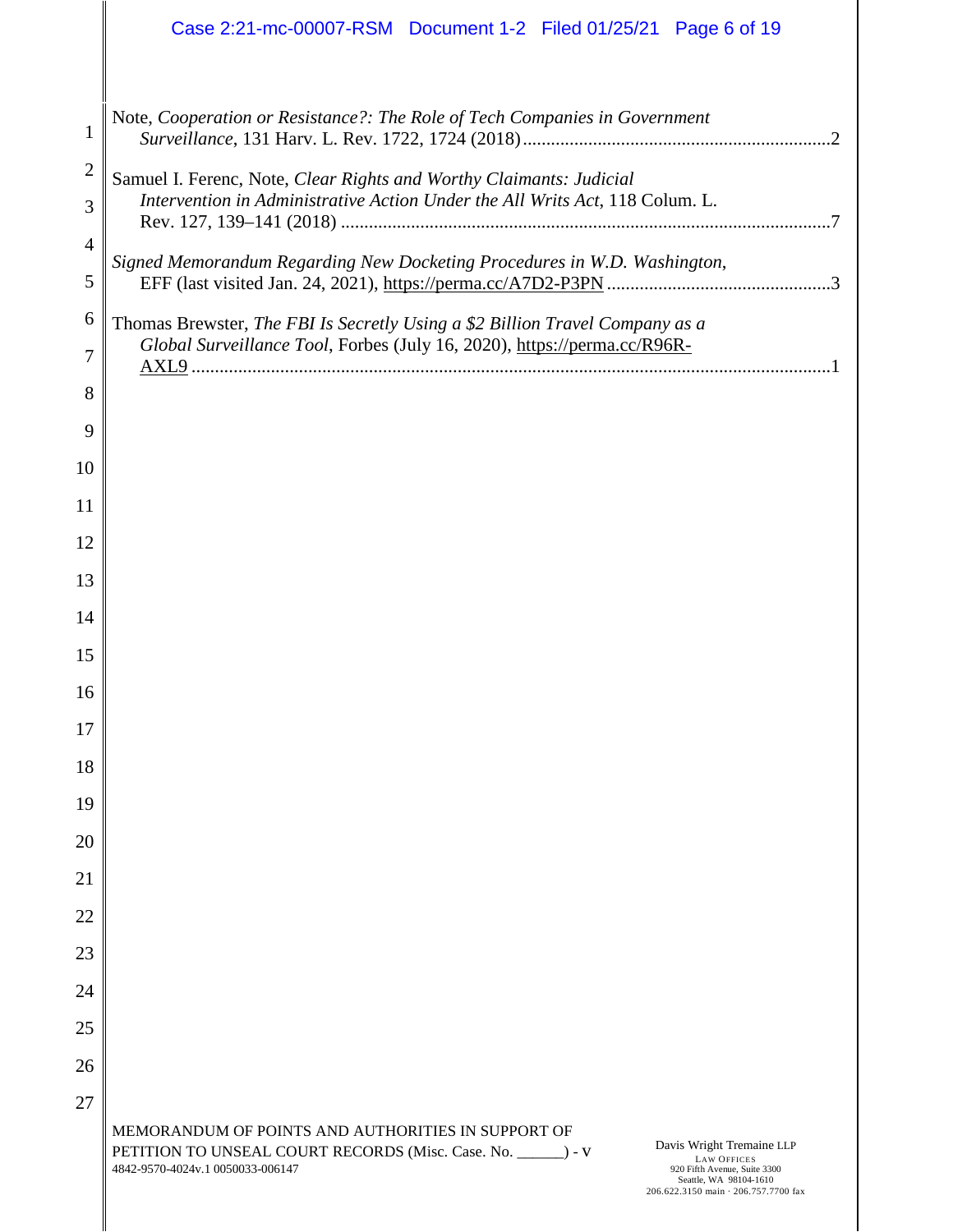Note, *Cooperation or Resistance?: The Role of Tech Companies in Government Surveillance*, 131 Harv. L. Rev. 1722, 1724 (2018) ..... 2

Samuel I. Ferenc, Note, *Clear Rights and Worthy Claimants: Judicial Intervention in Administrative Action Under the All Writs Act*, 118 Colum. L. Rev. 127, 139–141 (2018) ..... 7

*Signed Memorandum Regarding New Docketing Procedures in W.D. Washington*, EFF (last visited Jan. 24, 2021), https://perma.cc/A7D2-P3PN ..... 3

Thomas Brewster, *The FBI Is Secretly Using a $2 Billion Travel Company as a Global Surveillance Tool*, Forbes (July 16, 2020), https://perma.cc/R96R-AXL9 ..... 1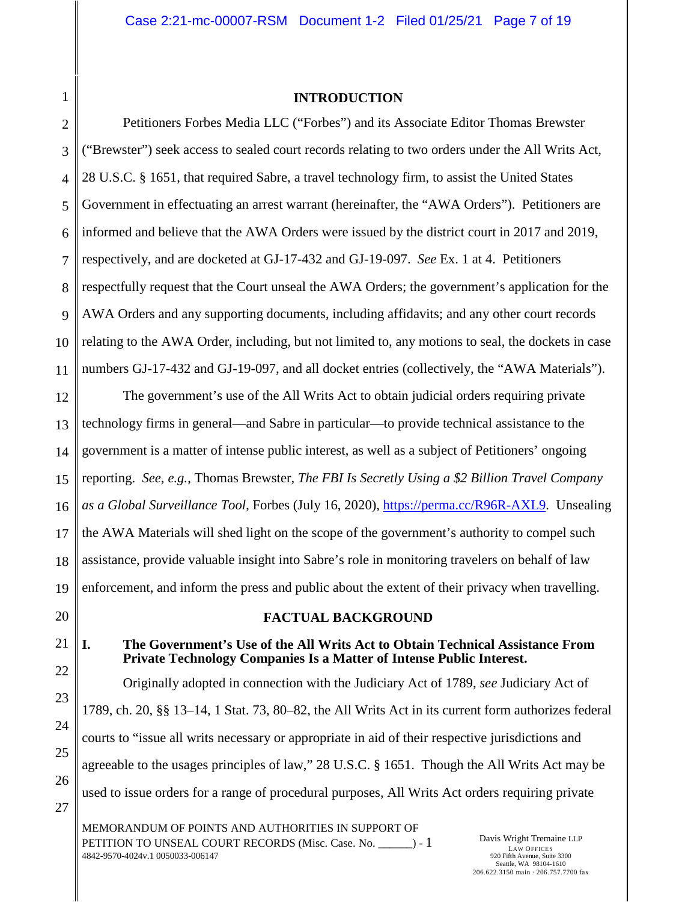## INTRODUCTION

Petitioners Forbes Media LLC ("Forbes") and its Associate Editor Thomas Brewster ("Brewster") seek access to sealed court records relating to two orders under the All Writs Act, 28 U.S.C. § 1651, that required Sabre, a travel technology firm, to assist the United States Government in effectuating an arrest warrant (hereinafter, the "AWA Orders"). Petitioners are informed and believe that the AWA Orders were issued by the district court in 2017 and 2019, respectively, and are docketed at GJ-17-432 and GJ-19-097. *See* Ex. 1 at 4. Petitioners respectfully request that the Court unseal the AWA Orders; the government's application for the AWA Orders and any supporting documents, including affidavits; and any other court records relating to the AWA Order, including, but not limited to, any motions to seal, the dockets in case numbers GJ-17-432 and GJ-19-097, and all docket entries (collectively, the "AWA Materials").

The government's use of the All Writs Act to obtain judicial orders requiring private technology firms in general—and Sabre in particular—to provide technical assistance to the government is a matter of intense public interest, as well as a subject of Petitioners' ongoing reporting. *See, e.g.*, Thomas Brewster, *The FBI Is Secretly Using a $2 Billion Travel Company as a Global Surveillance Tool*, Forbes (July 16, 2020), https://perma.cc/R96R-AXL9. Unsealing the AWA Materials will shed light on the scope of the government's authority to compel such assistance, provide valuable insight into Sabre's role in monitoring travelers on behalf of law enforcement, and inform the press and public about the extent of their privacy when travelling.

## FACTUAL BACKGROUND

### I. The Government's Use of the All Writs Act to Obtain Technical Assistance From Private Technology Companies Is a Matter of Intense Public Interest.

Originally adopted in connection with the Judiciary Act of 1789, *see* Judiciary Act of 1789, ch. 20, §§ 13–14, 1 Stat. 73, 80–82, the All Writs Act in its current form authorizes federal courts to "issue all writs necessary or appropriate in aid of their respective jurisdictions and agreeable to the usages principles of law," 28 U.S.C. § 1651. Though the All Writs Act may be used to issue orders for a range of procedural purposes, All Writs Act orders requiring private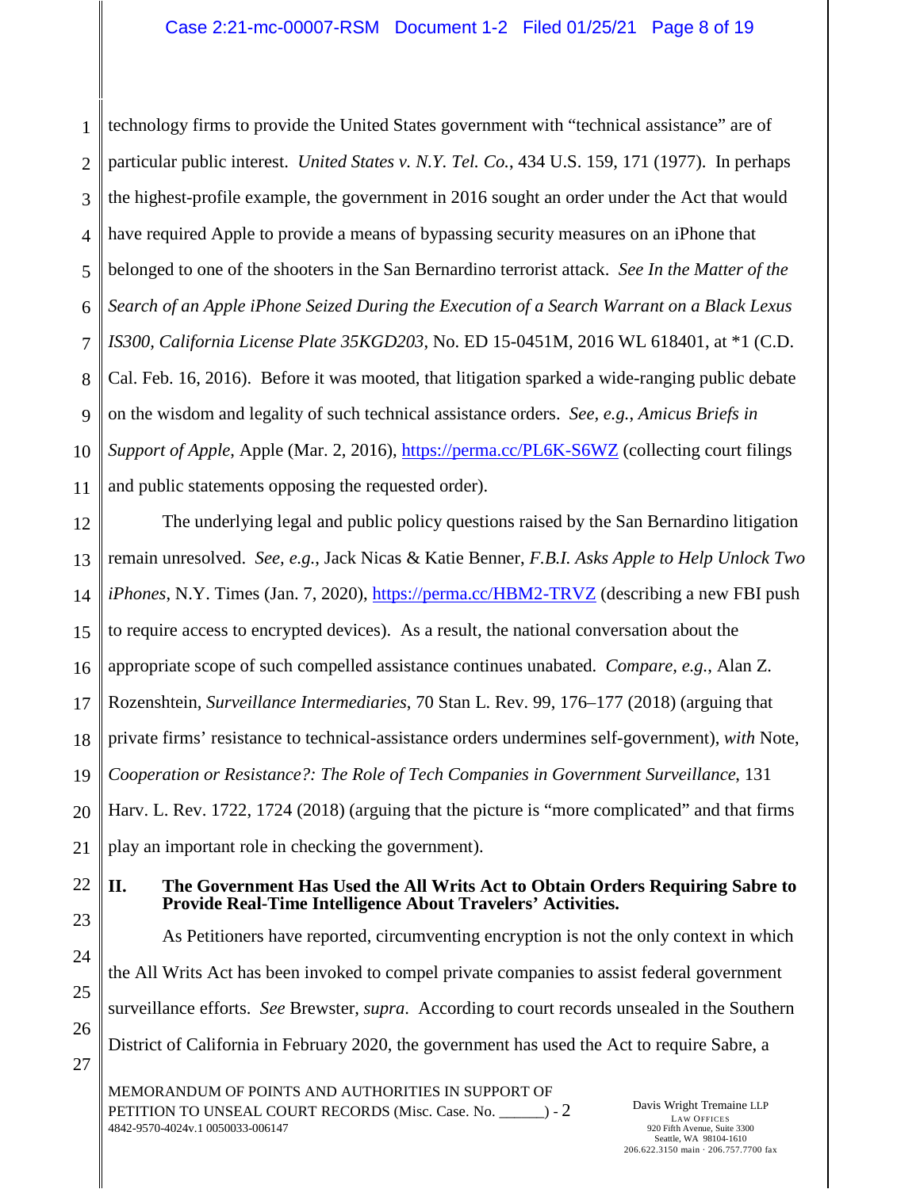technology firms to provide the United States government with "technical assistance" are of particular public interest. *United States v. N.Y. Tel. Co.*, 434 U.S. 159, 171 (1977). In perhaps the highest-profile example, the government in 2016 sought an order under the Act that would have required Apple to provide a means of bypassing security measures on an iPhone that belonged to one of the shooters in the San Bernardino terrorist attack. *See In the Matter of the Search of an Apple iPhone Seized During the Execution of a Search Warrant on a Black Lexus IS300, California License Plate 35KGD203*, No. ED 15-0451M, 2016 WL 618401, at *1 (C.D. Cal. Feb. 16, 2016). Before it was mooted, that litigation sparked a wide-ranging public debate on the wisdom and legality of such technical assistance orders. *See, e.g.*, *Amicus Briefs in Support of Apple*, Apple (Mar. 2, 2016), https://perma.cc/PL6K-S6WZ (collecting court filings and public statements opposing the requested order).

The underlying legal and public policy questions raised by the San Bernardino litigation remain unresolved. *See, e.g.*, Jack Nicas & Katie Benner, *F.B.I. Asks Apple to Help Unlock Two iPhones*, N.Y. Times (Jan. 7, 2020), https://perma.cc/HBM2-TRVZ (describing a new FBI push to require access to encrypted devices). As a result, the national conversation about the appropriate scope of such compelled assistance continues unabated. *Compare, e.g.*, Alan Z. Rozenshtein, *Surveillance Intermediaries*, 70 Stan L. Rev. 99, 176–177 (2018) (arguing that private firms' resistance to technical-assistance orders undermines self-government), *with* Note, *Cooperation or Resistance?: The Role of Tech Companies in Government Surveillance*, 131 Harv. L. Rev. 1722, 1724 (2018) (arguing that the picture is "more complicated" and that firms play an important role in checking the government).

## II. The Government Has Used the All Writs Act to Obtain Orders Requiring Sabre to Provide Real-Time Intelligence About Travelers' Activities.

As Petitioners have reported, circumventing encryption is not the only context in which the All Writs Act has been invoked to compel private companies to assist federal government surveillance efforts. *See* Brewster, *supra*. According to court records unsealed in the Southern District of California in February 2020, the government has used the Act to require Sabre, a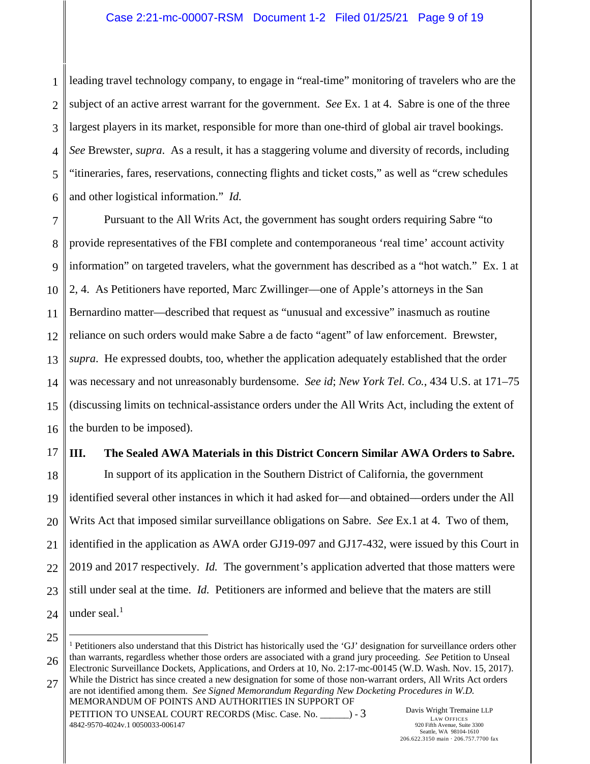leading travel technology company, to engage in "real-time" monitoring of travelers who are the subject of an active arrest warrant for the government. *See* Ex. 1 at 4. Sabre is one of the three largest players in its market, responsible for more than one-third of global air travel bookings. *See* Brewster, *supra*. As a result, it has a staggering volume and diversity of records, including "itineraries, fares, reservations, connecting flights and ticket costs," as well as "crew schedules and other logistical information." *Id.*

Pursuant to the All Writs Act, the government has sought orders requiring Sabre "to provide representatives of the FBI complete and contemporaneous 'real time' account activity information" on targeted travelers, what the government has described as a "hot watch." Ex. 1 at 2, 4. As Petitioners have reported, Marc Zwillinger—one of Apple's attorneys in the San Bernardino matter—described that request as "unusual and excessive" inasmuch as routine reliance on such orders would make Sabre a de facto "agent" of law enforcement. Brewster, *supra*. He expressed doubts, too, whether the application adequately established that the order was necessary and not unreasonably burdensome. *See id*; *New York Tel. Co.*, 434 U.S. at 171–75 (discussing limits on technical-assistance orders under the All Writs Act, including the extent of the burden to be imposed).

## III. The Sealed AWA Materials in this District Concern Similar AWA Orders to Sabre.

In support of its application in the Southern District of California, the government identified several other instances in which it had asked for—and obtained—orders under the All Writs Act that imposed similar surveillance obligations on Sabre. *See* Ex.1 at 4. Two of them, identified in the application as AWA order GJ19-097 and GJ17-432, were issued by this Court in 2019 and 2017 respectively. *Id.* The government's application adverted that those matters were still under seal at the time. *Id.* Petitioners are informed and believe that the maters are still under seal.[1]

[1] Petitioners also understand that this District has historically used the 'GJ' designation for surveillance orders other than warrants, regardless whether those orders are associated with a grand jury proceeding. *See* Petition to Unseal Electronic Surveillance Dockets, Applications, and Orders at 10, No. 2:17-mc-00145 (W.D. Wash. Nov. 15, 2017). While the District has since created a new designation for some of those non-warrant orders, All Writs Act orders are not identified among them. *See Signed Memorandum Regarding New Docketing Procedures in W.D.*

MEMORANDUM OF POINTS AND AUTHORITIES IN SUPPORT OF PETITION TO UNSEAL COURT RECORDS (Misc. Case. No. ______) - 3
4842-9570-4024v.1 0050033-006147

Davis Wright Tremaine LLP
LAW OFFICES
920 Fifth Avenue, Suite 3300
Seattle, WA 98104-1610
206.622.3150 main · 206.757.7700 fax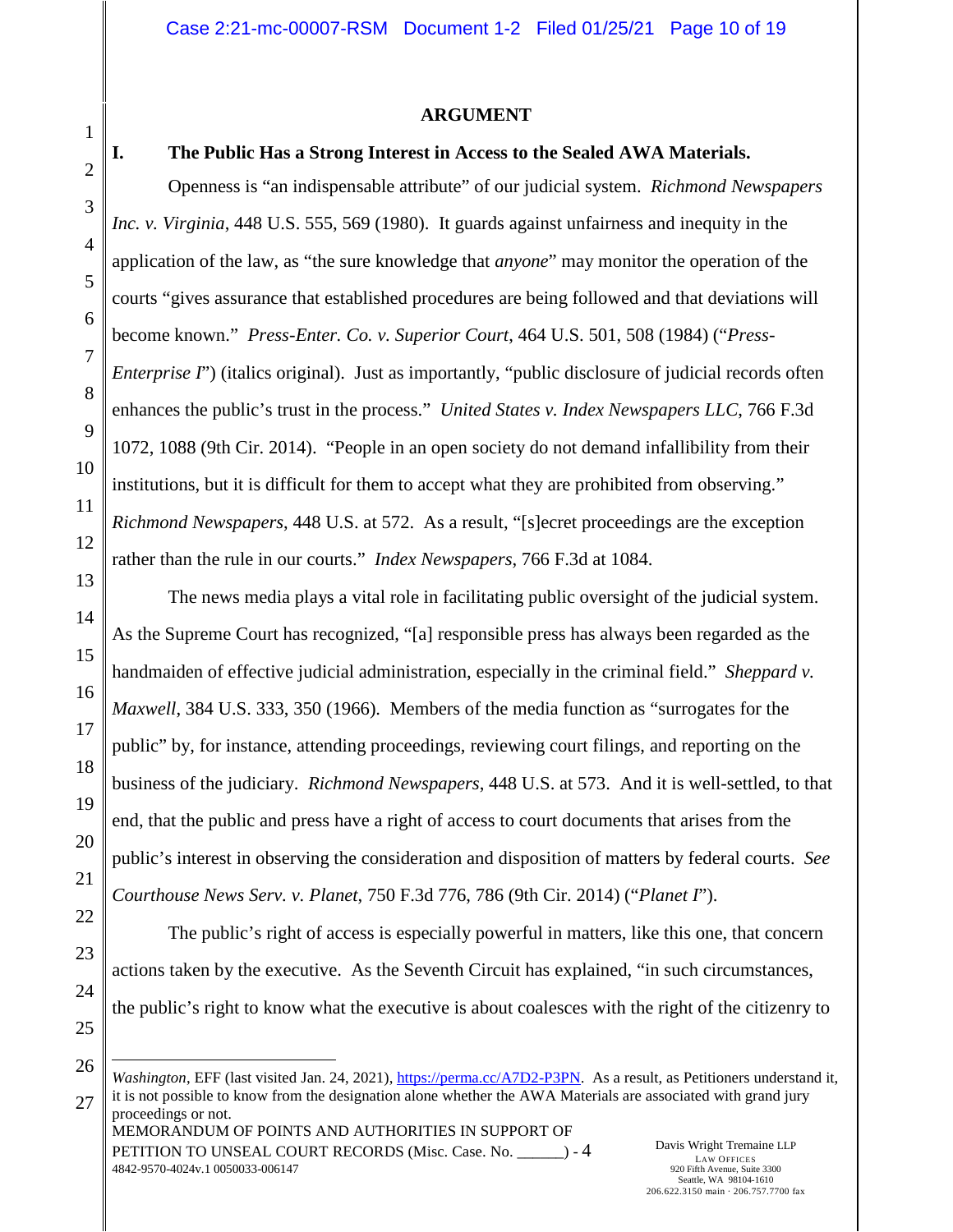## ARGUMENT

### I. The Public Has a Strong Interest in Access to the Sealed AWA Materials.

Openness is "an indispensable attribute" of our judicial system. *Richmond Newspapers Inc. v. Virginia*, 448 U.S. 555, 569 (1980). It guards against unfairness and inequity in the application of the law, as "the sure knowledge that *anyone*" may monitor the operation of the courts "gives assurance that established procedures are being followed and that deviations will become known." *Press-Enter. Co. v. Superior Court*, 464 U.S. 501, 508 (1984) ("*Press-Enterprise I*") (italics original). Just as importantly, "public disclosure of judicial records often enhances the public's trust in the process." *United States v. Index Newspapers LLC*, 766 F.3d 1072, 1088 (9th Cir. 2014). "People in an open society do not demand infallibility from their institutions, but it is difficult for them to accept what they are prohibited from observing." *Richmond Newspapers*, 448 U.S. at 572. As a result, "[s]ecret proceedings are the exception rather than the rule in our courts." *Index Newspapers*, 766 F.3d at 1084.

The news media plays a vital role in facilitating public oversight of the judicial system. As the Supreme Court has recognized, "[a] responsible press has always been regarded as the handmaiden of effective judicial administration, especially in the criminal field." *Sheppard v. Maxwell*, 384 U.S. 333, 350 (1966). Members of the media function as "surrogates for the public" by, for instance, attending proceedings, reviewing court filings, and reporting on the business of the judiciary. *Richmond Newspapers*, 448 U.S. at 573. And it is well-settled, to that end, that the public and press have a right of access to court documents that arises from the public's interest in observing the consideration and disposition of matters by federal courts. *See Courthouse News Serv. v. Planet*, 750 F.3d 776, 786 (9th Cir. 2014) ("*Planet I*").

The public's right of access is especially powerful in matters, like this one, that concern actions taken by the executive. As the Seventh Circuit has explained, "in such circumstances, the public's right to know what the executive is about coalesces with the right of the citizenry to

---

*Washington*, EFF (last visited Jan. 24, 2021), https://perma.cc/A7D2-P3PN. As a result, as Petitioners understand it, it is not possible to know from the designation alone whether the AWA Materials are associated with grand jury proceedings or not.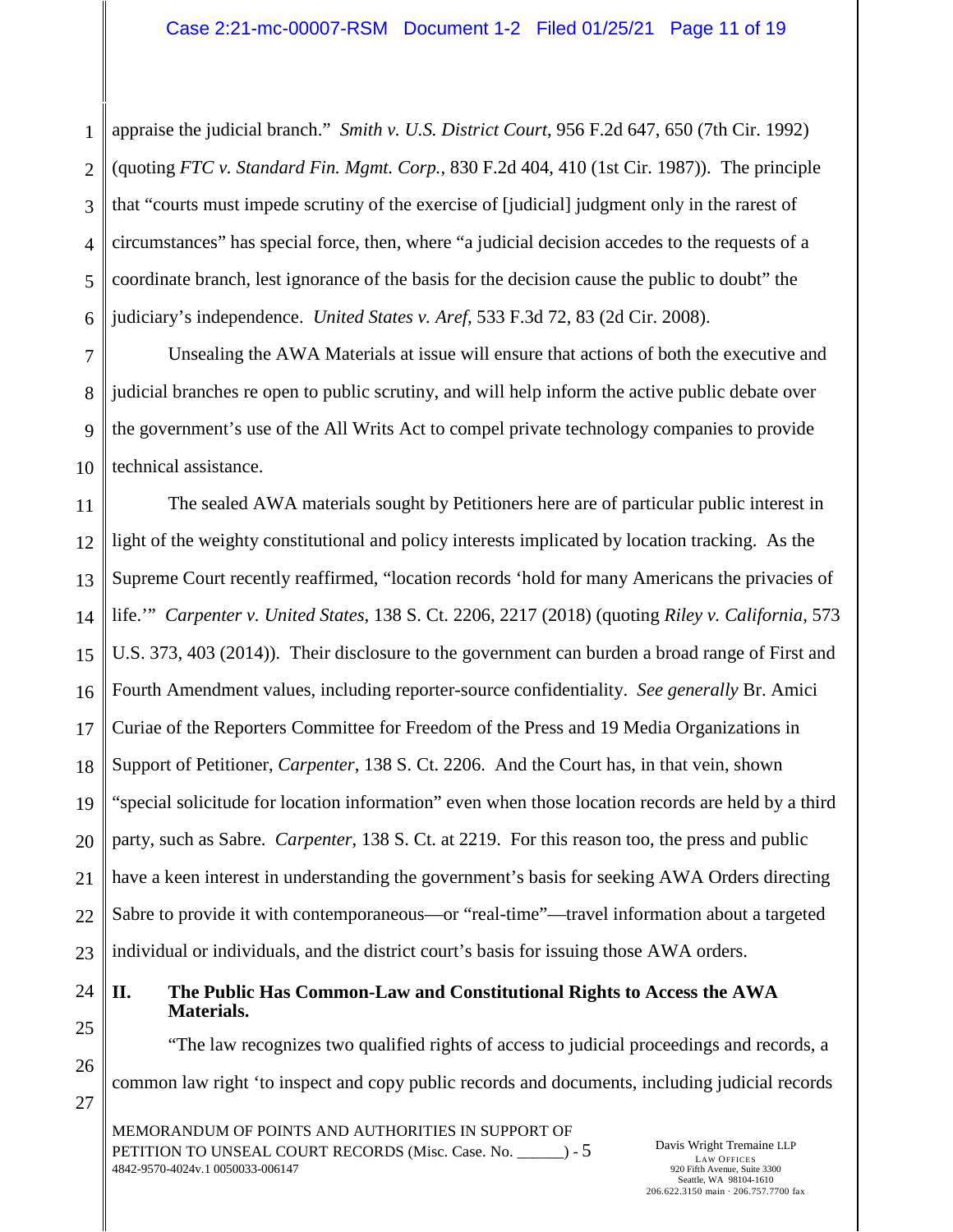appraise the judicial branch." *Smith v. U.S. District Court*, 956 F.2d 647, 650 (7th Cir. 1992) (quoting *FTC v. Standard Fin. Mgmt. Corp.*, 830 F.2d 404, 410 (1st Cir. 1987)). The principle that "courts must impede scrutiny of the exercise of [judicial] judgment only in the rarest of circumstances" has special force, then, where "a judicial decision accedes to the requests of a coordinate branch, lest ignorance of the basis for the decision cause the public to doubt" the judiciary's independence. *United States v. Aref*, 533 F.3d 72, 83 (2d Cir. 2008).

Unsealing the AWA Materials at issue will ensure that actions of both the executive and judicial branches re open to public scrutiny, and will help inform the active public debate over the government's use of the All Writs Act to compel private technology companies to provide technical assistance.

The sealed AWA materials sought by Petitioners here are of particular public interest in light of the weighty constitutional and policy interests implicated by location tracking. As the Supreme Court recently reaffirmed, "location records 'hold for many Americans the privacies of life.'" *Carpenter v. United States*, 138 S. Ct. 2206, 2217 (2018) (quoting *Riley v. California*, 573 U.S. 373, 403 (2014)). Their disclosure to the government can burden a broad range of First and Fourth Amendment values, including reporter-source confidentiality. *See generally* Br. Amici Curiae of the Reporters Committee for Freedom of the Press and 19 Media Organizations in Support of Petitioner, *Carpenter*, 138 S. Ct. 2206. And the Court has, in that vein, shown "special solicitude for location information" even when those location records are held by a third party, such as Sabre. *Carpenter*, 138 S. Ct. at 2219. For this reason too, the press and public have a keen interest in understanding the government's basis for seeking AWA Orders directing Sabre to provide it with contemporaneous—or "real-time"—travel information about a targeted individual or individuals, and the district court's basis for issuing those AWA orders.

## II. The Public Has Common-Law and Constitutional Rights to Access the AWA Materials.

"The law recognizes two qualified rights of access to judicial proceedings and records, a common law right 'to inspect and copy public records and documents, including judicial records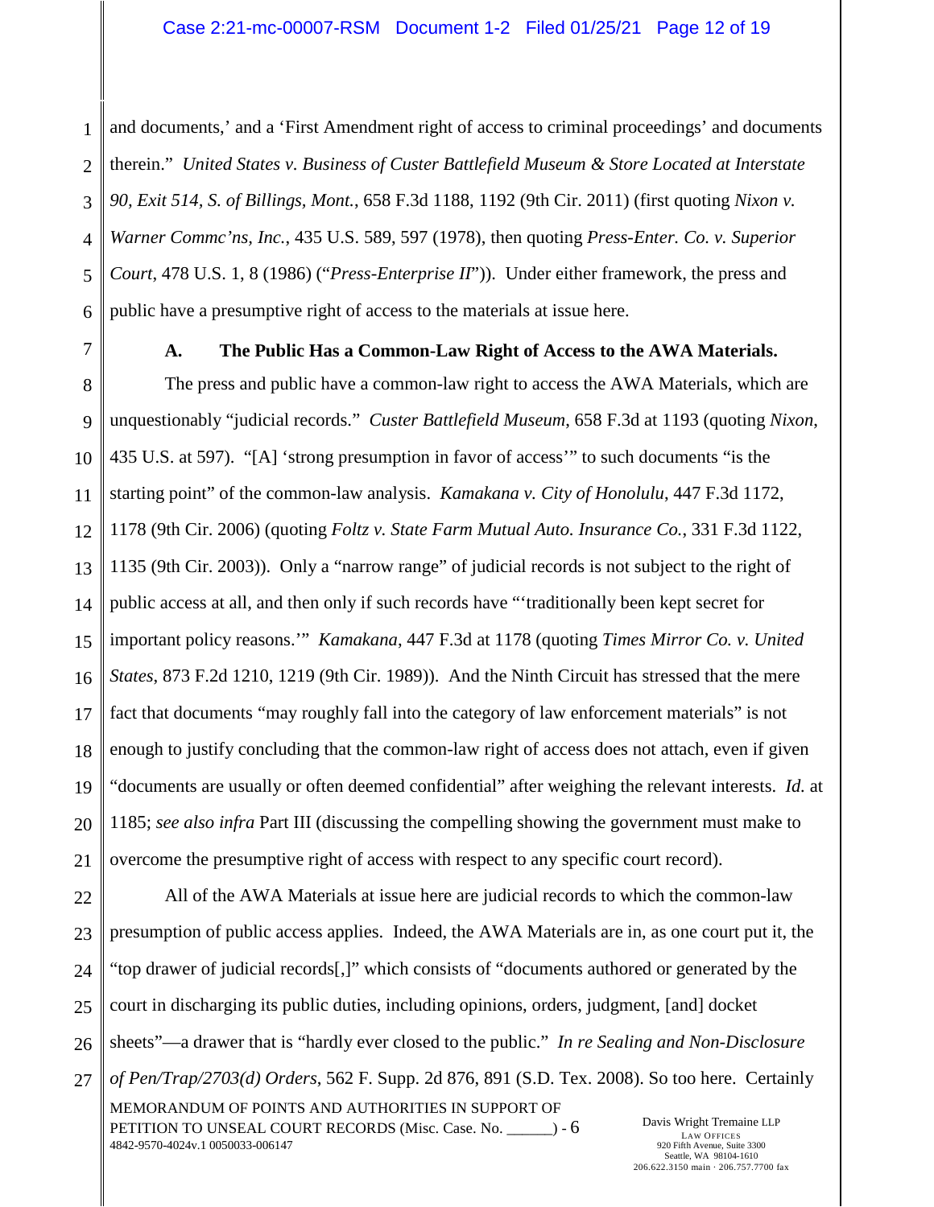and documents,' and a 'First Amendment right of access to criminal proceedings' and documents therein." *United States v. Business of Custer Battlefield Museum & Store Located at Interstate 90, Exit 514, S. of Billings, Mont.*, 658 F.3d 1188, 1192 (9th Cir. 2011) (first quoting *Nixon v. Warner Commc'ns, Inc.*, 435 U.S. 589, 597 (1978), then quoting *Press-Enter. Co. v. Superior Court*, 478 U.S. 1, 8 (1986) ("*Press-Enterprise II*")). Under either framework, the press and public have a presumptive right of access to the materials at issue here.

### A. The Public Has a Common-Law Right of Access to the AWA Materials.

The press and public have a common-law right to access the AWA Materials, which are unquestionably "judicial records." *Custer Battlefield Museum*, 658 F.3d at 1193 (quoting *Nixon*, 435 U.S. at 597). "[A] 'strong presumption in favor of access'" to such documents "is the starting point" of the common-law analysis. *Kamakana v. City of Honolulu*, 447 F.3d 1172, 1178 (9th Cir. 2006) (quoting *Foltz v. State Farm Mutual Auto. Insurance Co.*, 331 F.3d 1122, 1135 (9th Cir. 2003)). Only a "narrow range" of judicial records is not subject to the right of public access at all, and then only if such records have "'traditionally been kept secret for important policy reasons.'" *Kamakana*, 447 F.3d at 1178 (quoting *Times Mirror Co. v. United States*, 873 F.2d 1210, 1219 (9th Cir. 1989)). And the Ninth Circuit has stressed that the mere fact that documents "may roughly fall into the category of law enforcement materials" is not enough to justify concluding that the common-law right of access does not attach, even if given "documents are usually or often deemed confidential" after weighing the relevant interests. *Id.* at 1185; *see also infra* Part III (discussing the compelling showing the government must make to overcome the presumptive right of access with respect to any specific court record).

All of the AWA Materials at issue here are judicial records to which the common-law presumption of public access applies. Indeed, the AWA Materials are in, as one court put it, the "top drawer of judicial records[,]" which consists of "documents authored or generated by the court in discharging its public duties, including opinions, orders, judgment, [and] docket sheets"—a drawer that is "hardly ever closed to the public." *In re Sealing and Non-Disclosure of Pen/Trap/2703(d) Orders*, 562 F. Supp. 2d 876, 891 (S.D. Tex. 2008). So too here. Certainly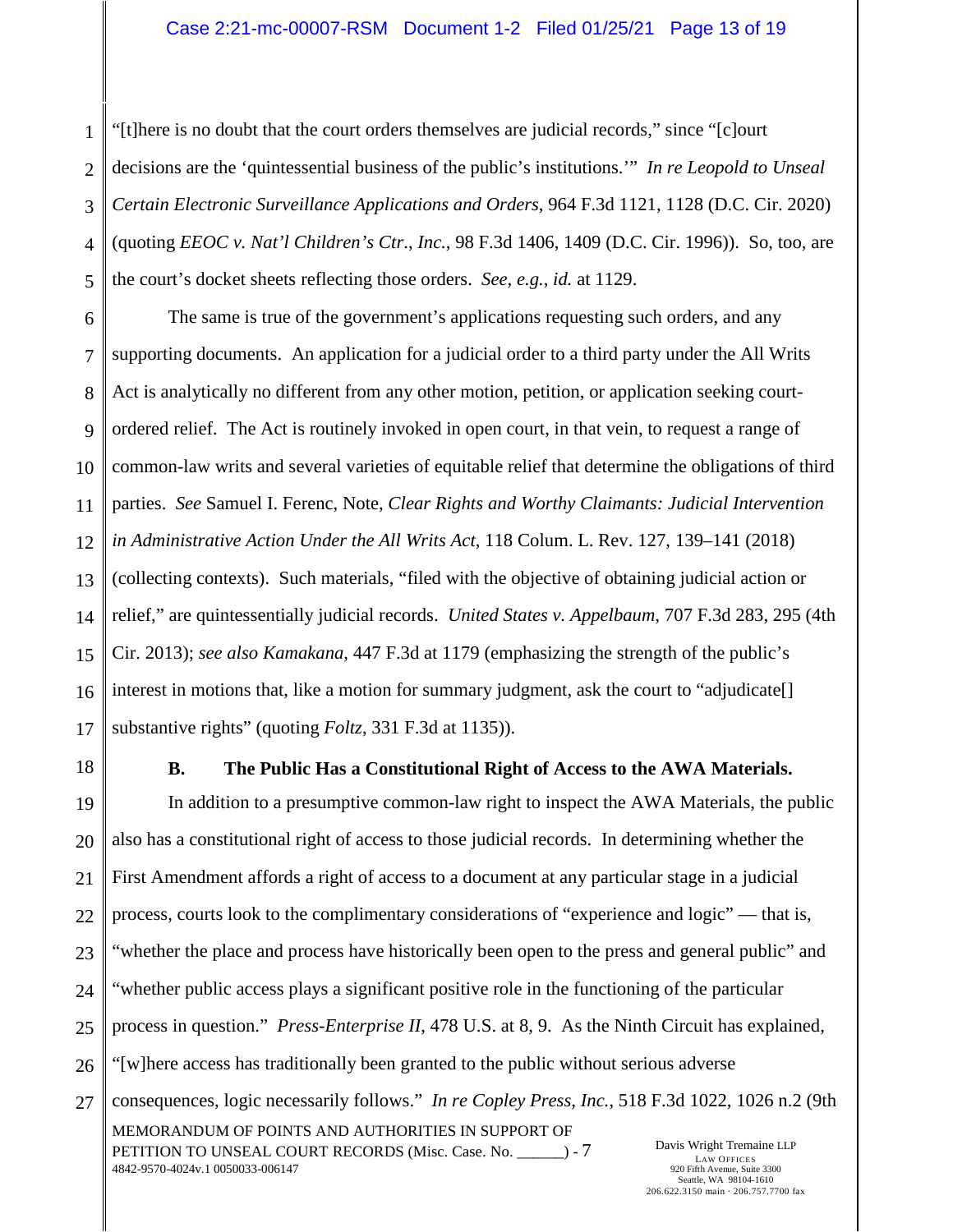"[t]here is no doubt that the court orders themselves are judicial records," since "[c]ourt decisions are the 'quintessential business of the public's institutions.'" *In re Leopold to Unseal Certain Electronic Surveillance Applications and Orders*, 964 F.3d 1121, 1128 (D.C. Cir. 2020) (quoting *EEOC v. Nat'l Children's Ctr., Inc.*, 98 F.3d 1406, 1409 (D.C. Cir. 1996)). So, too, are the court's docket sheets reflecting those orders. *See, e.g.*, *id.* at 1129.

The same is true of the government's applications requesting such orders, and any supporting documents. An application for a judicial order to a third party under the All Writs Act is analytically no different from any other motion, petition, or application seeking court-ordered relief. The Act is routinely invoked in open court, in that vein, to request a range of common-law writs and several varieties of equitable relief that determine the obligations of third parties. *See* Samuel I. Ferenc, Note, *Clear Rights and Worthy Claimants: Judicial Intervention in Administrative Action Under the All Writs Act*, 118 Colum. L. Rev. 127, 139–141 (2018) (collecting contexts). Such materials, "filed with the objective of obtaining judicial action or relief," are quintessentially judicial records. *United States v. Appelbaum*, 707 F.3d 283, 295 (4th Cir. 2013); *see also Kamakana*, 447 F.3d at 1179 (emphasizing the strength of the public's interest in motions that, like a motion for summary judgment, ask the court to "adjudicate[] substantive rights" (quoting *Foltz*, 331 F.3d at 1135)).

**B. The Public Has a Constitutional Right of Access to the AWA Materials.**

In addition to a presumptive common-law right to inspect the AWA Materials, the public also has a constitutional right of access to those judicial records. In determining whether the First Amendment affords a right of access to a document at any particular stage in a judicial process, courts look to the complimentary considerations of "experience and logic" — that is, "whether the place and process have historically been open to the press and general public" and "whether public access plays a significant positive role in the functioning of the particular process in question." *Press-Enterprise II*, 478 U.S. at 8, 9. As the Ninth Circuit has explained, "[w]here access has traditionally been granted to the public without serious adverse consequences, logic necessarily follows." *In re Copley Press, Inc.*, 518 F.3d 1022, 1026 n.2 (9th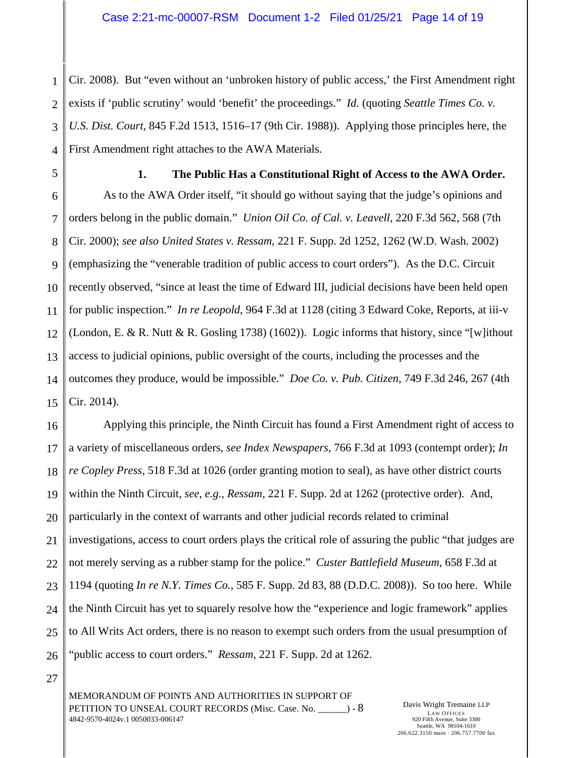Cir. 2008). But "even without an 'unbroken history of public access,' the First Amendment right exists if 'public scrutiny' would 'benefit' the proceedings." *Id.* (quoting *Seattle Times Co. v. U.S. Dist. Court*, 845 F.2d 1513, 1516–17 (9th Cir. 1988)). Applying those principles here, the First Amendment right attaches to the AWA Materials.

**1. The Public Has a Constitutional Right of Access to the AWA Order.**

As to the AWA Order itself, "it should go without saying that the judge's opinions and orders belong in the public domain." *Union Oil Co. of Cal. v. Leavell*, 220 F.3d 562, 568 (7th Cir. 2000); *see also United States v. Ressam*, 221 F. Supp. 2d 1252, 1262 (W.D. Wash. 2002) (emphasizing the "venerable tradition of public access to court orders"). As the D.C. Circuit recently observed, "since at least the time of Edward III, judicial decisions have been held open for public inspection." *In re Leopold*, 964 F.3d at 1128 (citing 3 Edward Coke, Reports, at iii-v (London, E. & R. Nutt & R. Gosling 1738) (1602)). Logic informs that history, since "[w]ithout access to judicial opinions, public oversight of the courts, including the processes and the outcomes they produce, would be impossible." *Doe Co. v. Pub. Citizen*, 749 F.3d 246, 267 (4th Cir. 2014).

Applying this principle, the Ninth Circuit has found a First Amendment right of access to a variety of miscellaneous orders, *see Index Newspapers*, 766 F.3d at 1093 (contempt order); *In re Copley Press*, 518 F.3d at 1026 (order granting motion to seal), as have other district courts within the Ninth Circuit, *see, e.g.*, *Ressam*, 221 F. Supp. 2d at 1262 (protective order). And, particularly in the context of warrants and other judicial records related to criminal investigations, access to court orders plays the critical role of assuring the public "that judges are not merely serving as a rubber stamp for the police." *Custer Battlefield Museum*, 658 F.3d at 1194 (quoting *In re N.Y. Times Co.*, 585 F. Supp. 2d 83, 88 (D.D.C. 2008)). So too here. While the Ninth Circuit has yet to squarely resolve how the "experience and logic framework" applies to All Writs Act orders, there is no reason to exempt such orders from the usual presumption of "public access to court orders." *Ressam*, 221 F. Supp. 2d at 1262.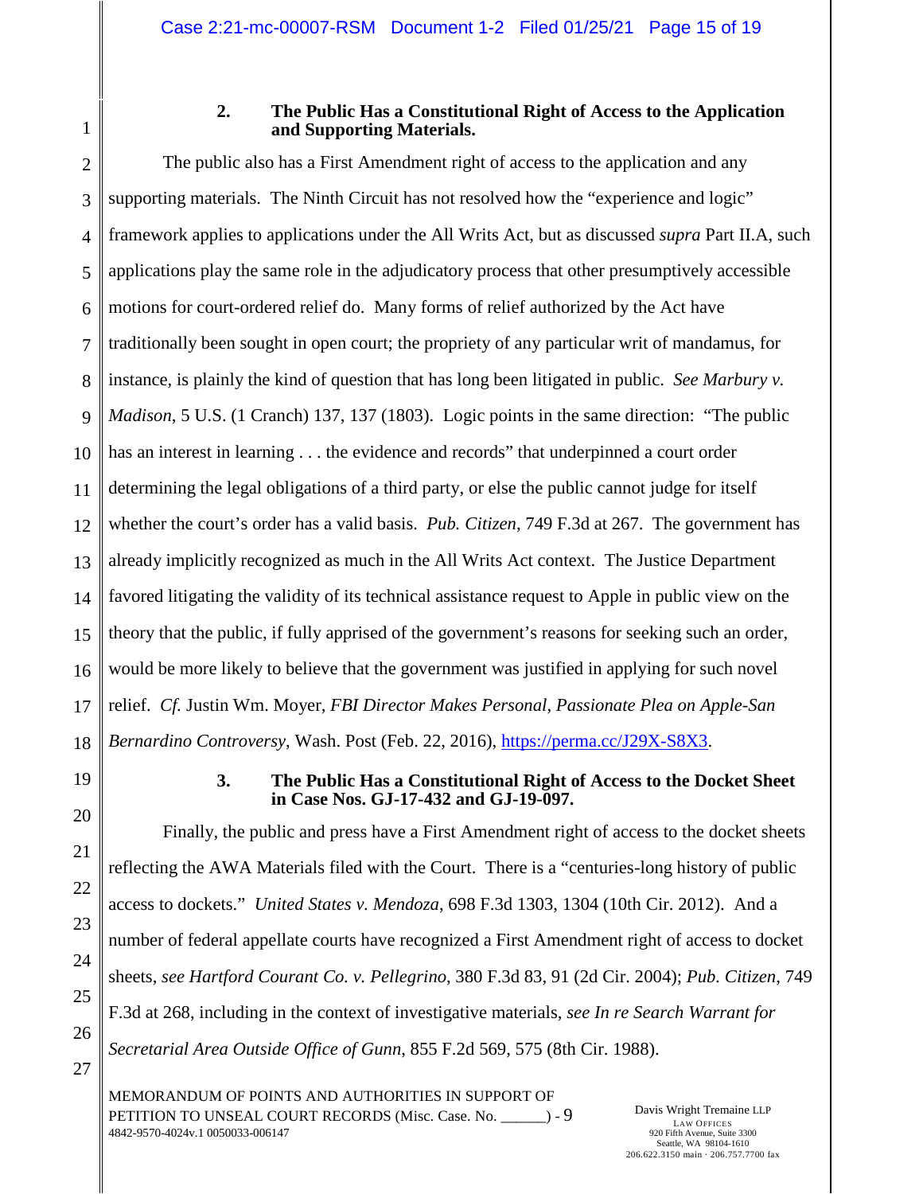### 2. The Public Has a Constitutional Right of Access to the Application and Supporting Materials.

The public also has a First Amendment right of access to the application and any supporting materials. The Ninth Circuit has not resolved how the "experience and logic" framework applies to applications under the All Writs Act, but as discussed *supra* Part II.A, such applications play the same role in the adjudicatory process that other presumptively accessible motions for court-ordered relief do. Many forms of relief authorized by the Act have traditionally been sought in open court; the propriety of any particular writ of mandamus, for instance, is plainly the kind of question that has long been litigated in public. *See Marbury v. Madison*, 5 U.S. (1 Cranch) 137, 137 (1803). Logic points in the same direction: "The public has an interest in learning . . . the evidence and records" that underpinned a court order determining the legal obligations of a third party, or else the public cannot judge for itself whether the court's order has a valid basis. *Pub. Citizen*, 749 F.3d at 267. The government has already implicitly recognized as much in the All Writs Act context. The Justice Department favored litigating the validity of its technical assistance request to Apple in public view on the theory that the public, if fully apprised of the government's reasons for seeking such an order, would be more likely to believe that the government was justified in applying for such novel relief. *Cf.* Justin Wm. Moyer, *FBI Director Makes Personal, Passionate Plea on Apple-San Bernardino Controversy*, Wash. Post (Feb. 22, 2016), https://perma.cc/J29X-S8X3.

### 3. The Public Has a Constitutional Right of Access to the Docket Sheet in Case Nos. GJ-17-432 and GJ-19-097.

Finally, the public and press have a First Amendment right of access to the docket sheets reflecting the AWA Materials filed with the Court. There is a "centuries-long history of public access to dockets." *United States v. Mendoza*, 698 F.3d 1303, 1304 (10th Cir. 2012). And a number of federal appellate courts have recognized a First Amendment right of access to docket sheets, *see Hartford Courant Co. v. Pellegrino*, 380 F.3d 83, 91 (2d Cir. 2004); *Pub. Citizen*, 749 F.3d at 268, including in the context of investigative materials, *see In re Search Warrant for Secretarial Area Outside Office of Gunn*, 855 F.2d 569, 575 (8th Cir. 1988).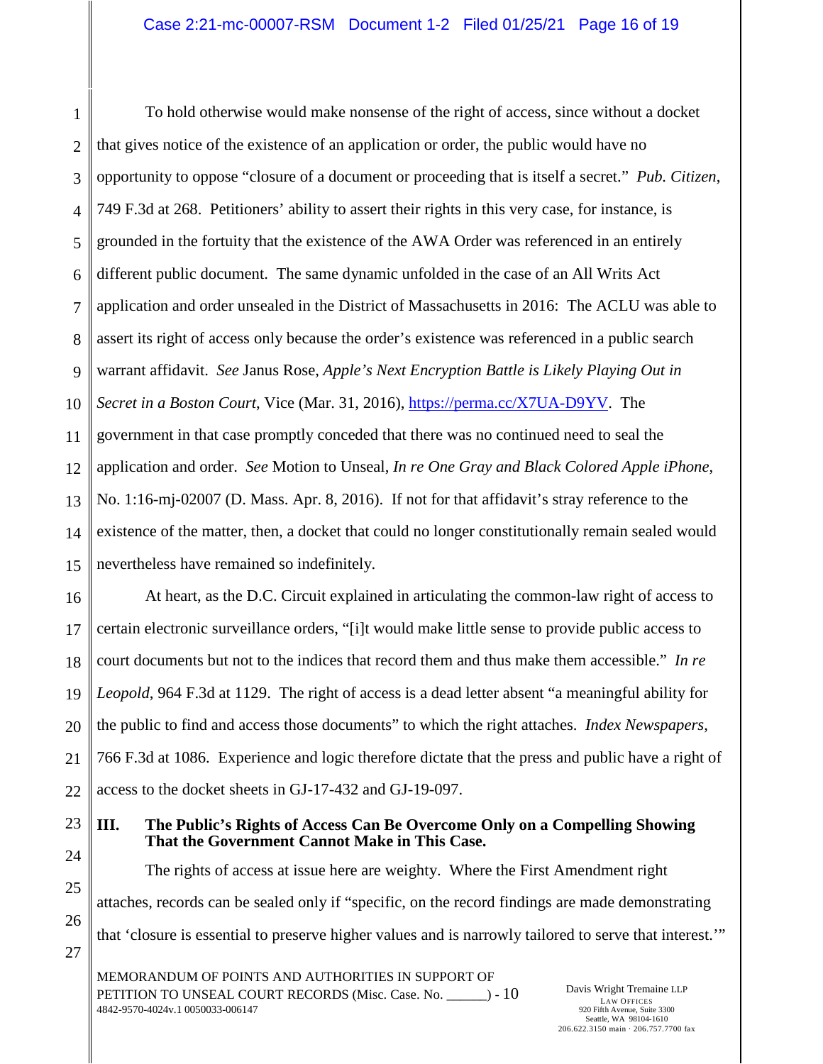To hold otherwise would make nonsense of the right of access, since without a docket that gives notice of the existence of an application or order, the public would have no opportunity to oppose "closure of a document or proceeding that is itself a secret." *Pub. Citizen*, 749 F.3d at 268. Petitioners' ability to assert their rights in this very case, for instance, is grounded in the fortuity that the existence of the AWA Order was referenced in an entirely different public document. The same dynamic unfolded in the case of an All Writs Act application and order unsealed in the District of Massachusetts in 2016: The ACLU was able to assert its right of access only because the order's existence was referenced in a public search warrant affidavit. *See* Janus Rose, *Apple's Next Encryption Battle is Likely Playing Out in Secret in a Boston Court*, Vice (Mar. 31, 2016), https://perma.cc/X7UA-D9YV. The government in that case promptly conceded that there was no continued need to seal the application and order. *See* Motion to Unseal, *In re One Gray and Black Colored Apple iPhone*, No. 1:16-mj-02007 (D. Mass. Apr. 8, 2016). If not for that affidavit's stray reference to the existence of the matter, then, a docket that could no longer constitutionally remain sealed would nevertheless have remained so indefinitely.

At heart, as the D.C. Circuit explained in articulating the common-law right of access to certain electronic surveillance orders, "[i]t would make little sense to provide public access to court documents but not to the indices that record them and thus make them accessible." *In re Leopold*, 964 F.3d at 1129. The right of access is a dead letter absent "a meaningful ability for the public to find and access those documents" to which the right attaches. *Index Newspapers*, 766 F.3d at 1086. Experience and logic therefore dictate that the press and public have a right of access to the docket sheets in GJ-17-432 and GJ-19-097.

## III. The Public's Rights of Access Can Be Overcome Only on a Compelling Showing That the Government Cannot Make in This Case.

The rights of access at issue here are weighty. Where the First Amendment right attaches, records can be sealed only if "specific, on the record findings are made demonstrating that 'closure is essential to preserve higher values and is narrowly tailored to serve that interest.'"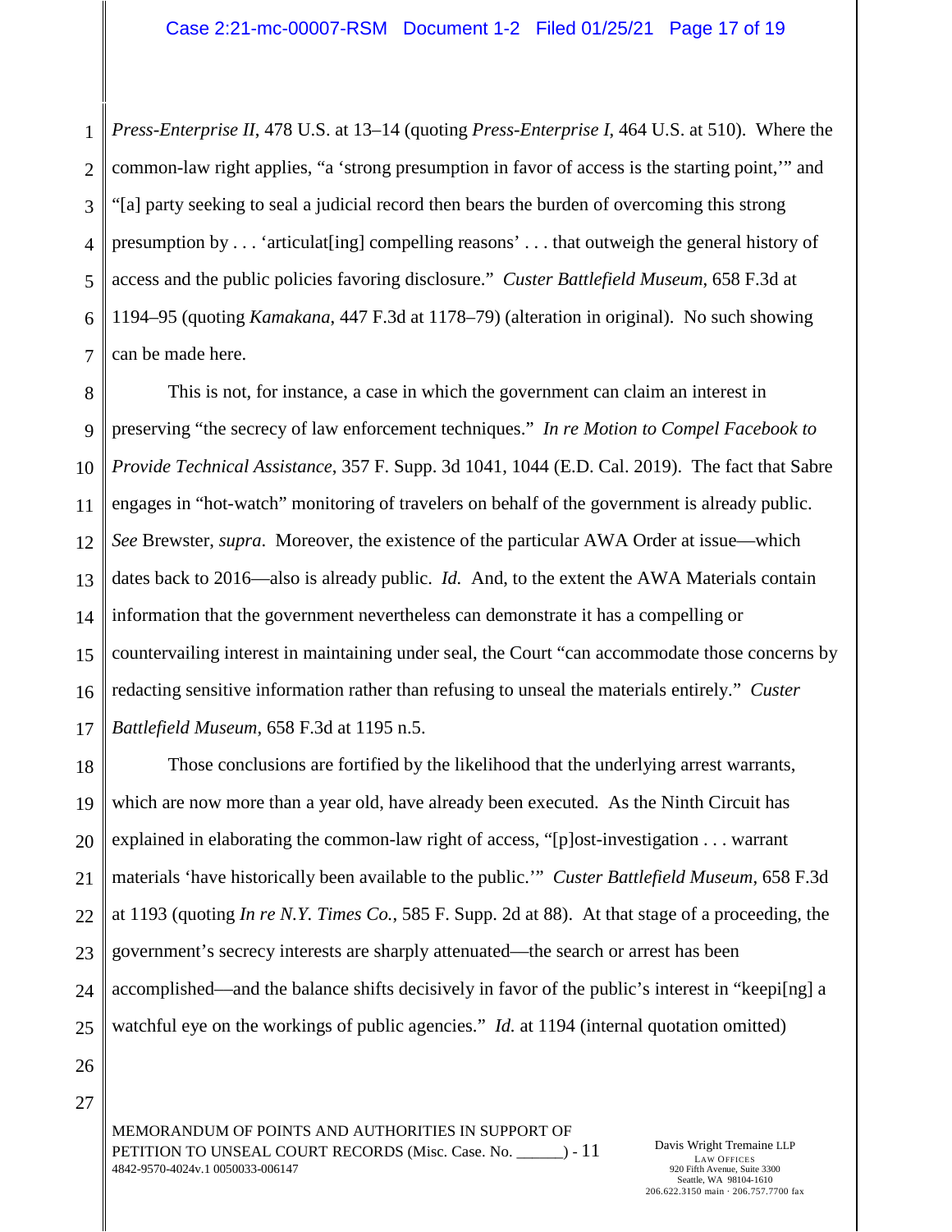*Press-Enterprise II*, 478 U.S. at 13–14 (quoting *Press-Enterprise I*, 464 U.S. at 510). Where the common-law right applies, "a 'strong presumption in favor of access is the starting point,'" and "[a] party seeking to seal a judicial record then bears the burden of overcoming this strong presumption by . . . 'articulat[ing] compelling reasons' . . . that outweigh the general history of access and the public policies favoring disclosure." *Custer Battlefield Museum*, 658 F.3d at 1194–95 (quoting *Kamakana*, 447 F.3d at 1178–79) (alteration in original). No such showing can be made here.

This is not, for instance, a case in which the government can claim an interest in preserving "the secrecy of law enforcement techniques." *In re Motion to Compel Facebook to Provide Technical Assistance*, 357 F. Supp. 3d 1041, 1044 (E.D. Cal. 2019). The fact that Sabre engages in "hot-watch" monitoring of travelers on behalf of the government is already public. *See* Brewster, *supra*. Moreover, the existence of the particular AWA Order at issue—which dates back to 2016—also is already public. *Id.* And, to the extent the AWA Materials contain information that the government nevertheless can demonstrate it has a compelling or countervailing interest in maintaining under seal, the Court "can accommodate those concerns by redacting sensitive information rather than refusing to unseal the materials entirely." *Custer Battlefield Museum*, 658 F.3d at 1195 n.5.

Those conclusions are fortified by the likelihood that the underlying arrest warrants, which are now more than a year old, have already been executed. As the Ninth Circuit has explained in elaborating the common-law right of access, "[p]ost-investigation . . . warrant materials 'have historically been available to the public.'" *Custer Battlefield Museum*, 658 F.3d at 1193 (quoting *In re N.Y. Times Co.*, 585 F. Supp. 2d at 88). At that stage of a proceeding, the government's secrecy interests are sharply attenuated—the search or arrest has been accomplished—and the balance shifts decisively in favor of the public's interest in "keepi[ng] a watchful eye on the workings of public agencies." *Id.* at 1194 (internal quotation omitted)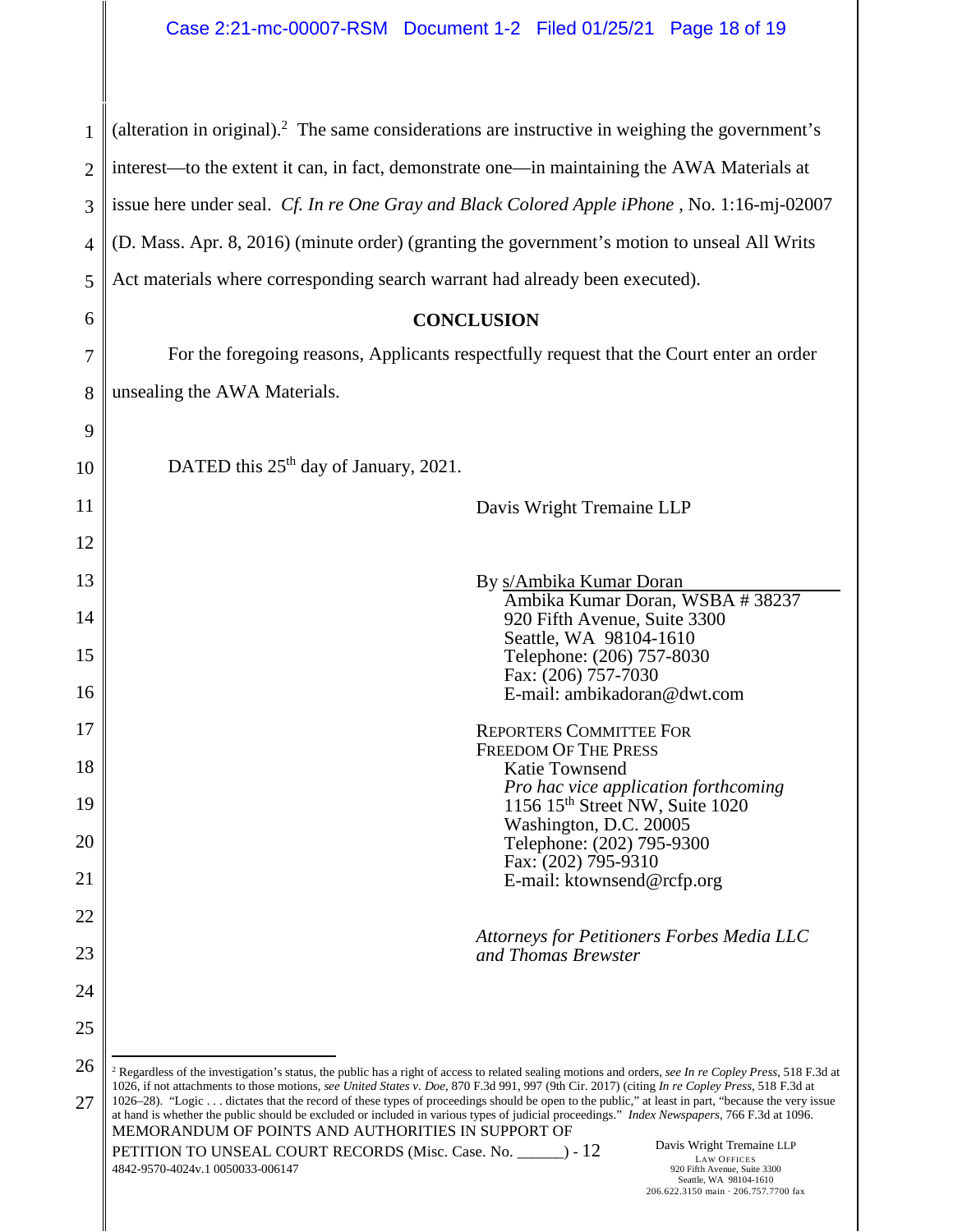(alteration in original).[2] The same considerations are instructive in weighing the government's interest—to the extent it can, in fact, demonstrate one—in maintaining the AWA Materials at issue here under seal. *Cf. In re One Gray and Black Colored Apple iPhone*, No. 1:16-mj-02007 (D. Mass. Apr. 8, 2016) (minute order) (granting the government's motion to unseal All Writs Act materials where corresponding search warrant had already been executed).

## CONCLUSION

For the foregoing reasons, Applicants respectfully request that the Court enter an order unsealing the AWA Materials.

DATED this 25th day of January, 2021.

Davis Wright Tremaine LLP

By s/Ambika Kumar Doran
Ambika Kumar Doran, WSBA # 38237
920 Fifth Avenue, Suite 3300
Seattle, WA 98104-1610
Telephone: (206) 757-8030
Fax: (206) 757-7030
E-mail: ambikadoran@dwt.com

REPORTERS COMMITTEE FOR FREEDOM OF THE PRESS
Katie Townsend
*Pro hac vice application forthcoming*
1156 15th Street NW, Suite 1020
Washington, D.C. 20005
Telephone: (202) 795-9300
Fax: (202) 795-9310
E-mail: ktownsend@rcfp.org

*Attorneys for Petitioners Forbes Media LLC and Thomas Brewster*

---

[2] Regardless of the investigation's status, the public has a right of access to related sealing motions and orders, *see In re Copley Press*, 518 F.3d at 1026, if not attachments to those motions, *see United States v. Doe*, 870 F.3d 991, 997 (9th Cir. 2017) (citing *In re Copley Press*, 518 F.3d at 1026–28). "Logic . . . dictates that the record of these types of proceedings should be open to the public," at least in part, "because the very issue at hand is whether the public should be excluded or included in various types of judicial proceedings." *Index Newspapers*, 766 F.3d at 1096.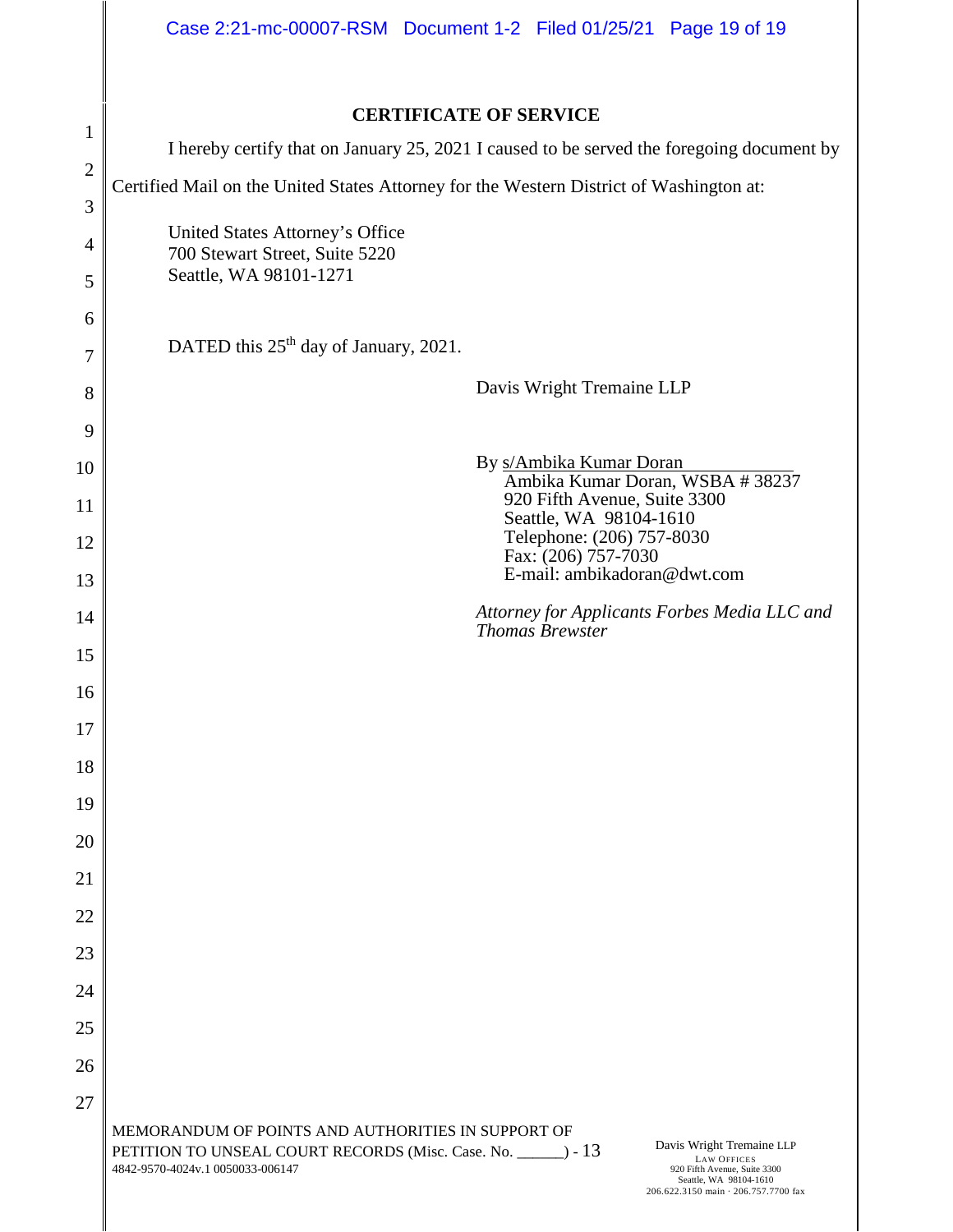## CERTIFICATE OF SERVICE

I hereby certify that on January 25, 2021 I caused to be served the foregoing document by Certified Mail on the United States Attorney for the Western District of Washington at:

United States Attorney's Office
700 Stewart Street, Suite 5220
Seattle, WA 98101-1271

DATED this 25th day of January, 2021.

Davis Wright Tremaine LLP

By s/Ambika Kumar Doran
Ambika Kumar Doran, WSBA # 38237
920 Fifth Avenue, Suite 3300
Seattle, WA 98104-1610
Telephone: (206) 757-8030
Fax: (206) 757-7030
E-mail: ambikadoran@dwt.com

*Attorney for Applicants Forbes Media LLC and Thomas Brewster*